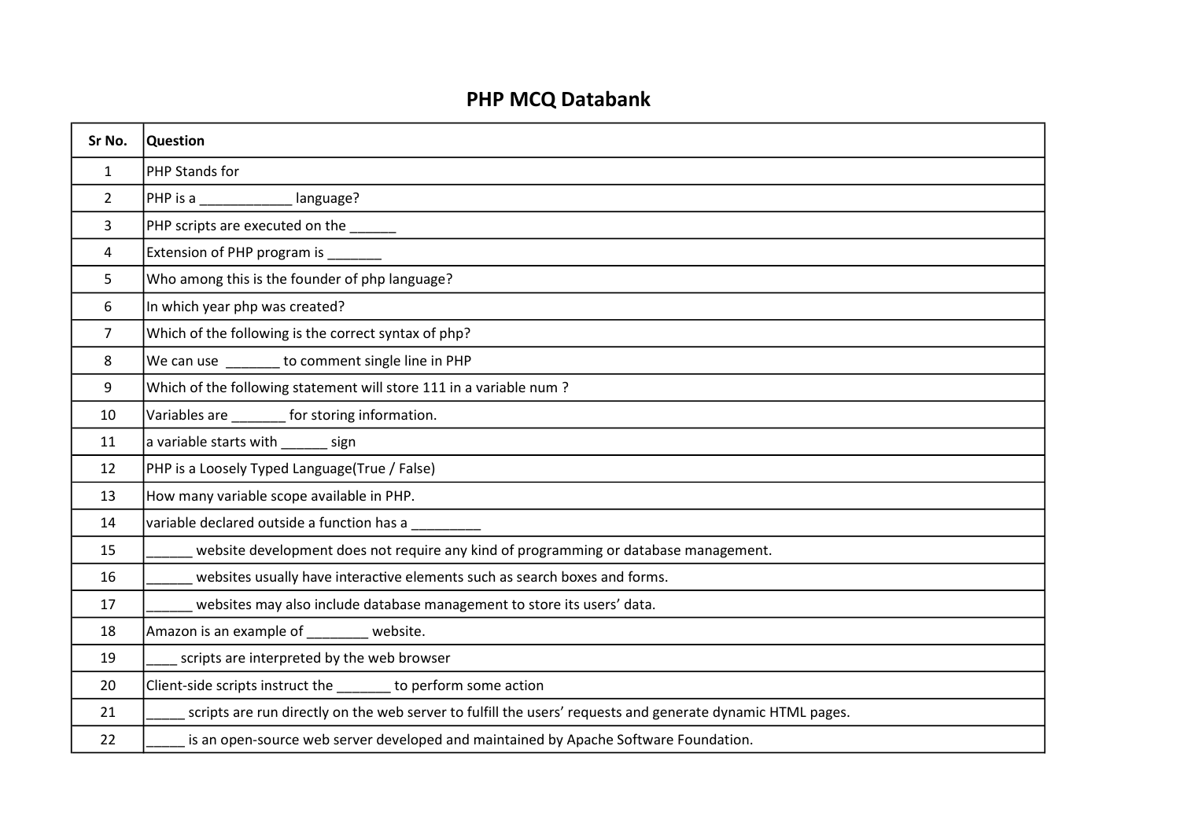# PHP MCQ Databank

| Sr No. | Question |
|---|---|
| 1 | PHP Stands for |
| 2 | PHP is a ____________ language? |
| 3 | PHP scripts are executed on the ______ |
| 4 | Extension of PHP program is _______ |
| 5 | Who among this is the founder of php language? |
| 6 | In which year php was created? |
| 7 | Which of the following is the correct syntax of php? |
| 8 | We can use _______ to comment single line in PHP |
| 9 | Which of the following statement will store 111 in a variable num ? |
| 10 | Variables are _______ for storing information. |
| 11 | a variable starts with ______ sign |
| 12 | PHP is a Loosely Typed Language(True / False) |
| 13 | How many variable scope available in PHP. |
| 14 | variable declared outside a function has a _________ |
| 15 | ______ website development does not require any kind of programming or database management. |
| 16 | ______ websites usually have interactive elements such as search boxes and forms. |
| 17 | ______ websites may also include database management to store its users' data. |
| 18 | Amazon is an example of ________ website. |
| 19 | ____ scripts are interpreted by the web browser |
| 20 | Client-side scripts instruct the _______ to perform some action |
| 21 | _____ scripts are run directly on the web server to fulfill the users' requests and generate dynamic HTML pages. |
| 22 | _____ is an open-source web server developed and maintained by Apache Software Foundation. |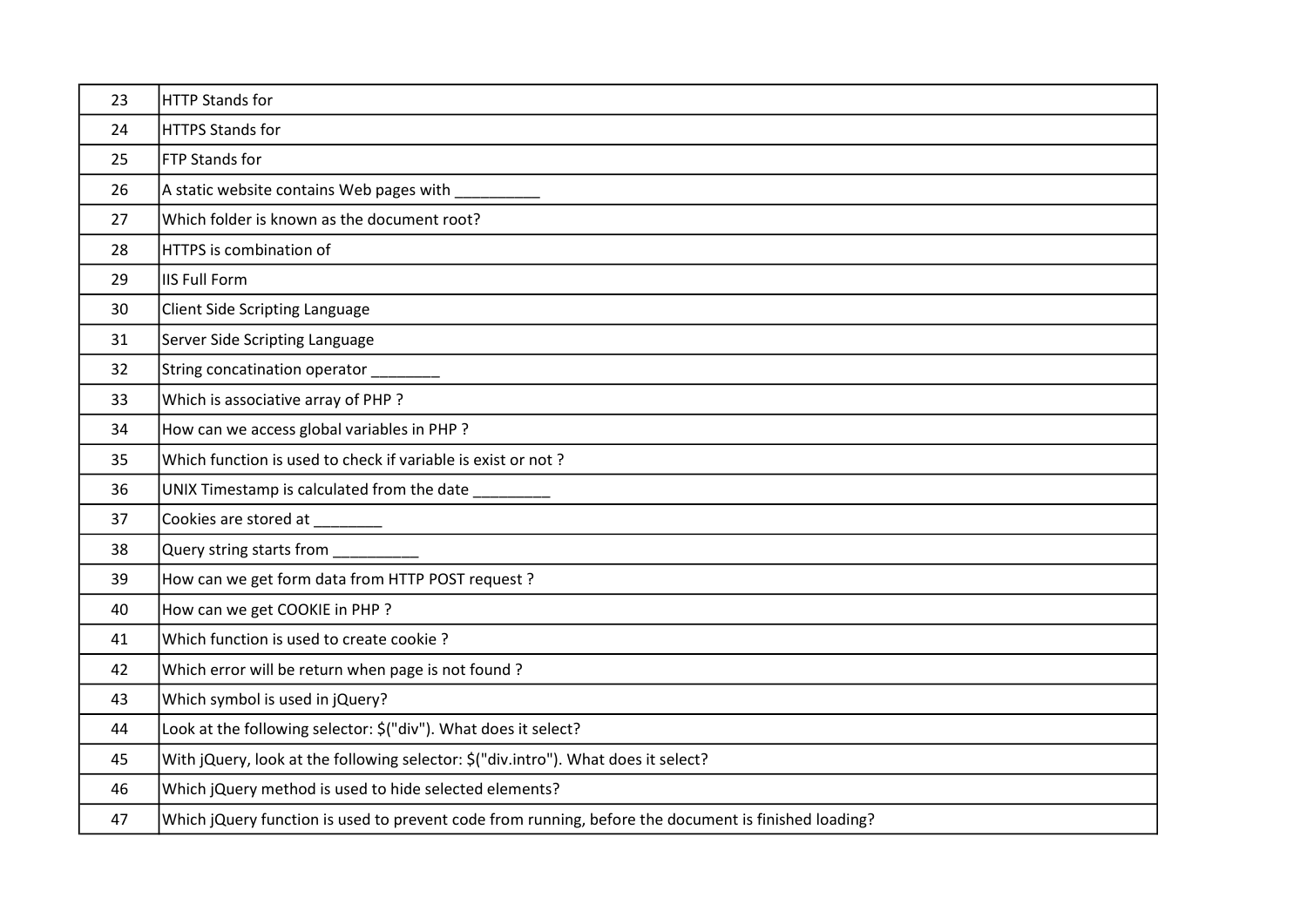| | |
|---|---|
| 23 | HTTP Stands for |
| 24 | HTTPS Stands for |
| 25 | FTP Stands for |
| 26 | A static website contains Web pages with __________ |
| 27 | Which folder is known as the document root? |
| 28 | HTTPS is combination of |
| 29 | IIS Full Form |
| 30 | Client Side Scripting Language |
| 31 | Server Side Scripting Language |
| 32 | String concatination operator ________ |
| 33 | Which is associative array of PHP ? |
| 34 | How can we access global variables in PHP ? |
| 35 | Which function is used to check if variable is exist or not ? |
| 36 | UNIX Timestamp is calculated from the date _________ |
| 37 | Cookies are stored at ________ |
| 38 | Query string starts from __________ |
| 39 | How can we get form data from HTTP POST request ? |
| 40 | How can we get COOKIE in PHP ? |
| 41 | Which function is used to create cookie ? |
| 42 | Which error will be return when page is not found ? |
| 43 | Which symbol is used in jQuery? |
| 44 | Look at the following selector: $("div"). What does it select? |
| 45 | With jQuery, look at the following selector: $("div.intro"). What does it select? |
| 46 | Which jQuery method is used to hide selected elements? |
| 47 | Which jQuery function is used to prevent code from running, before the document is finished loading? |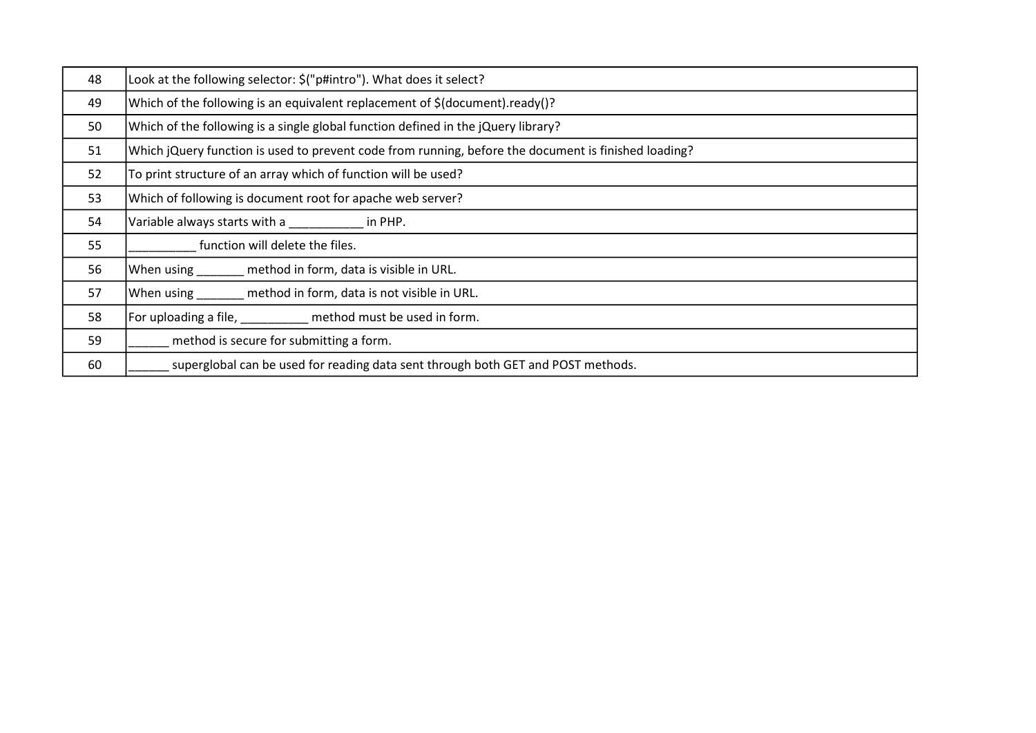| | |
|---|---|
| 48 | Look at the following selector: $("p#intro"). What does it select? |
| 49 | Which of the following is an equivalent replacement of $(document).ready()? |
| 50 | Which of the following is a single global function defined in the jQuery library? |
| 51 | Which jQuery function is used to prevent code from running, before the document is finished loading? |
| 52 | To print structure of an array which of function will be used? |
| 53 | Which of following is document root for apache web server? |
| 54 | Variable always starts with a ___________ in PHP. |
| 55 | __________ function will delete the files. |
| 56 | When using _______ method in form, data is visible in URL. |
| 57 | When using _______ method in form, data is not visible in URL. |
| 58 | For uploading a file, __________ method must be used in form. |
| 59 | ______ method is secure for submitting a form. |
| 60 | ______ superglobal can be used for reading data sent through both GET and POST methods. |